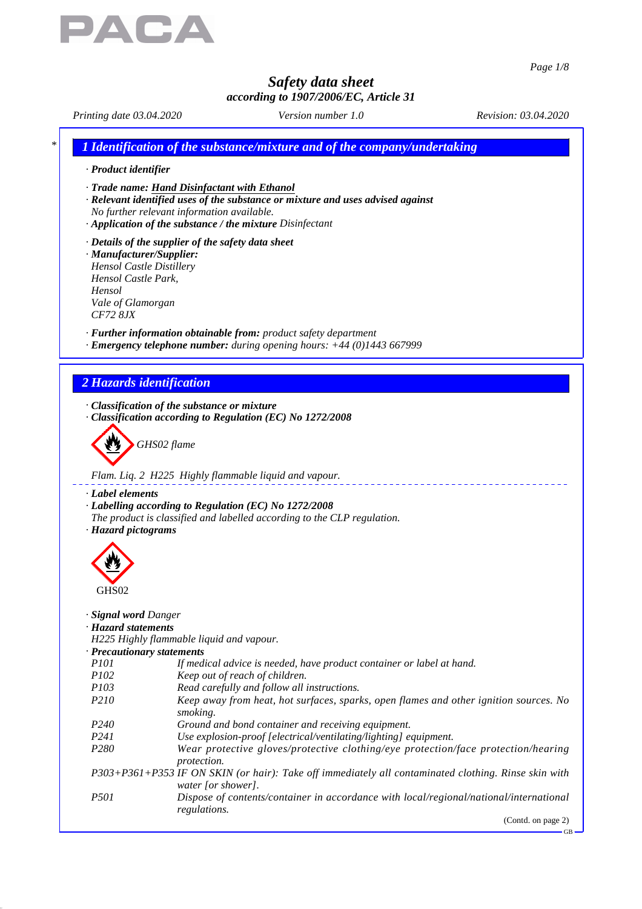# Safety data sheet

**according to 1907/2006/EC, Article 31**

*Printing date 03.04.2020* *Version number 1.0* *Revision: 03.04.2020*

## 1 Identification of the substance/mixture and of the company/undertaking

· **Product identifier**

· **Trade name:** Hand Disinfactant with Ethanol

· **Relevant identified uses of the substance or mixture and uses advised against**
No further relevant information available.

· **Application of the substance / the mixture** Disinfectant

· **Details of the supplier of the safety data sheet**

· **Manufacturer/Supplier:**
Hensol Castle Distillery
Hensol Castle Park,
Hensol
Vale of Glamorgan
CF72 8JX

· **Further information obtainable from:** product safety department

· **Emergency telephone number:** during opening hours: +44 (0)1443 667999

## 2 Hazards identification

· **Classification of the substance or mixture**

· **Classification according to Regulation (EC) No 1272/2008**

GHS02 flame

Flam. Liq. 2 H225 Highly flammable liquid and vapour.

· **Label elements**

· **Labelling according to Regulation (EC) No 1272/2008**
The product is classified and labelled according to the CLP regulation.

· **Hazard pictograms**

GHS02

· **Signal word** Danger

· **Hazard statements**
H225 Highly flammable liquid and vapour.

· **Precautionary statements**

| | |
|---|---|
| P101 | If medical advice is needed, have product container or label at hand. |
| P102 | Keep out of reach of children. |
| P103 | Read carefully and follow all instructions. |
| P210 | Keep away from heat, hot surfaces, sparks, open flames and other ignition sources. No smoking. |
| P240 | Ground and bond container and receiving equipment. |
| P241 | Use explosion-proof [electrical/ventilating/lighting] equipment. |
| P280 | Wear protective gloves/protective clothing/eye protection/face protection/hearing protection. |
| P303+P361+P353 | IF ON SKIN (or hair): Take off immediately all contaminated clothing. Rinse skin with water [or shower]. |
| P501 | Dispose of contents/container in accordance with local/regional/national/international regulations. |

(Contd. on page 2)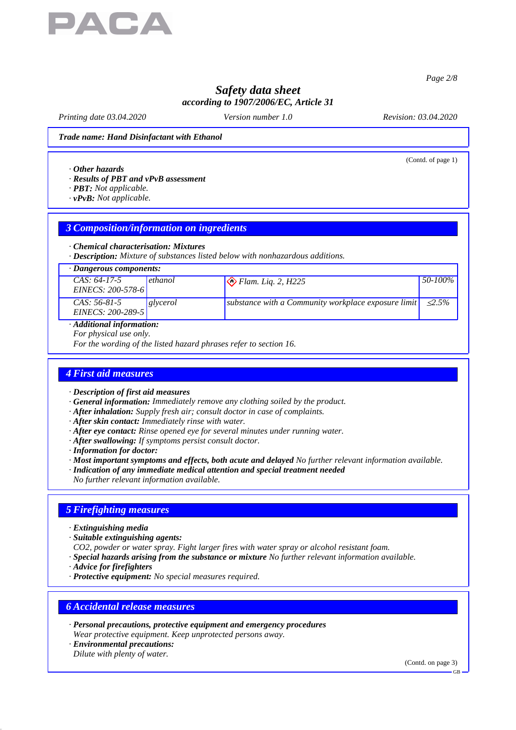*Trade name: Hand Disinfactant with Ethanol*

(Contd. of page 1)

· ***Other hazards***
· ***Results of PBT and vPvB assessment***
· ***PBT:*** *Not applicable.*
· ***vPvB:*** *Not applicable.*

## 3 Composition/information on ingredients

· ***Chemical characterisation: Mixtures***
· ***Description:*** *Mixture of substances listed below with nonhazardous additions.*

| · Dangerous components: | | | |
|---|---|---|---|
| CAS: 64-17-5<br>EINECS: 200-578-6 | ethanol | Flam. Liq. 2, H225 | 50-100% |
| CAS: 56-81-5<br>EINECS: 200-289-5 | glycerol | substance with a Community workplace exposure limit | ≤2.5% |

· ***Additional information:***
*For physical use only.*
*For the wording of the listed hazard phrases refer to section 16.*

## 4 First aid measures

· ***Description of first aid measures***
· ***General information:*** *Immediately remove any clothing soiled by the product.*
· ***After inhalation:*** *Supply fresh air; consult doctor in case of complaints.*
· ***After skin contact:*** *Immediately rinse with water.*
· ***After eye contact:*** *Rinse opened eye for several minutes under running water.*
· ***After swallowing:*** *If symptoms persist consult doctor.*
· ***Information for doctor:***
· ***Most important symptoms and effects, both acute and delayed*** *No further relevant information available.*
· ***Indication of any immediate medical attention and special treatment needed***
*No further relevant information available.*

## 5 Firefighting measures

· ***Extinguishing media***
· ***Suitable extinguishing agents:***
*$CO_2$, powder or water spray. Fight larger fires with water spray or alcohol resistant foam.*
· ***Special hazards arising from the substance or mixture*** *No further relevant information available.*
· ***Advice for firefighters***
· ***Protective equipment:*** *No special measures required.*

## 6 Accidental release measures

· ***Personal precautions, protective equipment and emergency procedures***
*Wear protective equipment. Keep unprotected persons away.*
· ***Environmental precautions:***
*Dilute with plenty of water.*

(Contd. on page 3)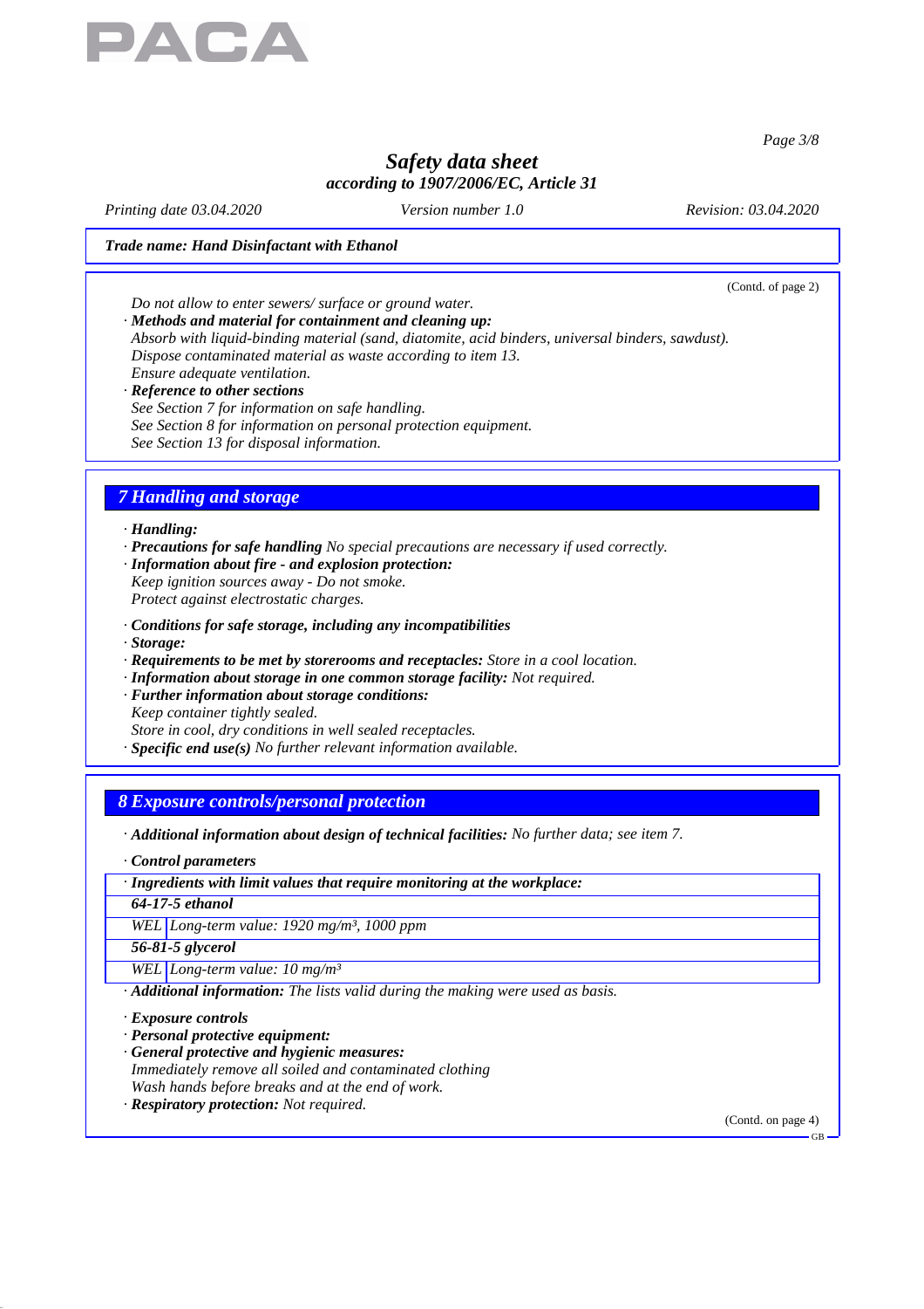*Trade name: Hand Disinfactant with Ethanol*

(Contd. of page 2)

*Do not allow to enter sewers/ surface or ground water.*

· ***Methods and material for containment and cleaning up:***
*Absorb with liquid-binding material (sand, diatomite, acid binders, universal binders, sawdust).*
*Dispose contaminated material as waste according to item 13.*
*Ensure adequate ventilation.*

· ***Reference to other sections***
*See Section 7 for information on safe handling.*
*See Section 8 for information on personal protection equipment.*
*See Section 13 for disposal information.*

## 7 Handling and storage

· ***Handling:***

· ***Precautions for safe handling*** *No special precautions are necessary if used correctly.*

· ***Information about fire - and explosion protection:***
*Keep ignition sources away - Do not smoke.*
*Protect against electrostatic charges.*

· ***Conditions for safe storage, including any incompatibilities***

· ***Storage:***

· ***Requirements to be met by storerooms and receptacles:*** *Store in a cool location.*

· ***Information about storage in one common storage facility:*** *Not required.*

· ***Further information about storage conditions:***
*Keep container tightly sealed.*
*Store in cool, dry conditions in well sealed receptacles.*

· ***Specific end use(s)*** *No further relevant information available.*

## 8 Exposure controls/personal protection

· ***Additional information about design of technical facilities:*** *No further data; see item 7.*

· ***Control parameters***

| · ***Ingredients with limit values that require monitoring at the workplace:*** | |
|---|---|
| ***64-17-5 ethanol*** | |
| *WEL* | *Long-term value: 1920 mg/m³, 1000 ppm* |
| ***56-81-5 glycerol*** | |
| *WEL* | *Long-term value: 10 mg/m³* |

· ***Additional information:*** *The lists valid during the making were used as basis.*

· ***Exposure controls***

· ***Personal protective equipment:***

· ***General protective and hygienic measures:***
*Immediately remove all soiled and contaminated clothing*
*Wash hands before breaks and at the end of work.*

· ***Respiratory protection:*** *Not required.*

(Contd. on page 4)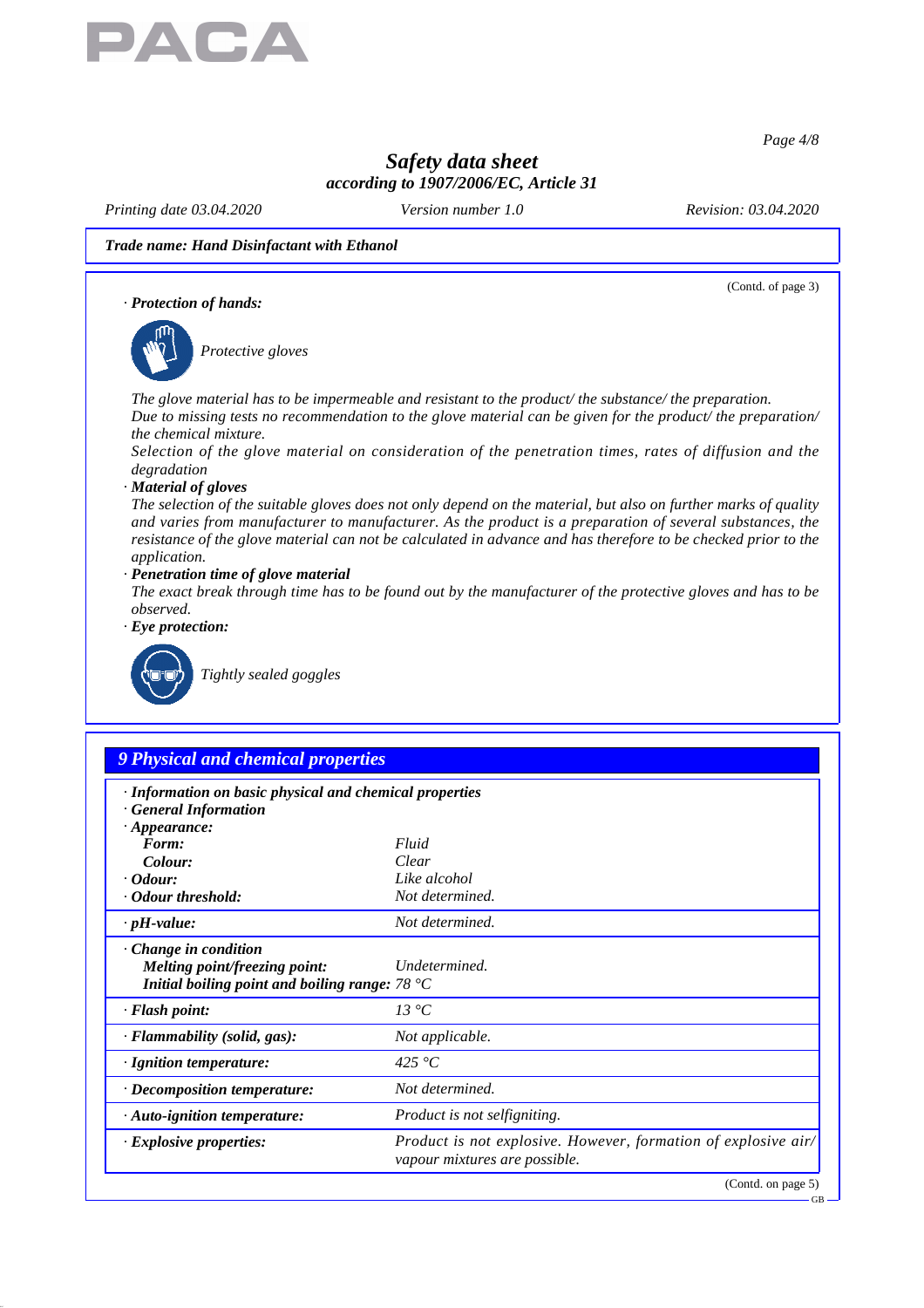*Trade name:* ***Hand Disinfactant with Ethanol***

(Contd. of page 3)

· ***Protection of hands:***

*Protective gloves*

*The glove material has to be impermeable and resistant to the product/ the substance/ the preparation.*
*Due to missing tests no recommendation to the glove material can be given for the product/ the preparation/ the chemical mixture.*
*Selection of the glove material on consideration of the penetration times, rates of diffusion and the degradation*

· ***Material of gloves***
*The selection of the suitable gloves does not only depend on the material, but also on further marks of quality and varies from manufacturer to manufacturer. As the product is a preparation of several substances, the resistance of the glove material can not be calculated in advance and has therefore to be checked prior to the application.*

· ***Penetration time of glove material***
*The exact break through time has to be found out by the manufacturer of the protective gloves and has to be observed.*

· ***Eye protection:***

*Tightly sealed goggles*

## 9 Physical and chemical properties

| | |
|---|---|
| · ***Information on basic physical and chemical properties*** | |
| · ***General Information*** | |
| · ***Appearance:*** | |
| ***Form:*** | *Fluid* |
| ***Colour:*** | *Clear* |
| · ***Odour:*** | *Like alcohol* |
| · ***Odour threshold:*** | *Not determined.* |
| · ***pH-value:*** | *Not determined.* |
| · ***Change in condition*** | |
| ***Melting point/freezing point:*** | *Undetermined.* |
| ***Initial boiling point and boiling range:*** | *78 °C* |
| · ***Flash point:*** | *13 °C* |
| · ***Flammability (solid, gas):*** | *Not applicable.* |
| · ***Ignition temperature:*** | *425 °C* |
| · ***Decomposition temperature:*** | *Not determined.* |
| · ***Auto-ignition temperature:*** | *Product is not selfigniting.* |
| · ***Explosive properties:*** | *Product is not explosive. However, formation of explosive air/ vapour mixtures are possible.* |

(Contd. on page 5)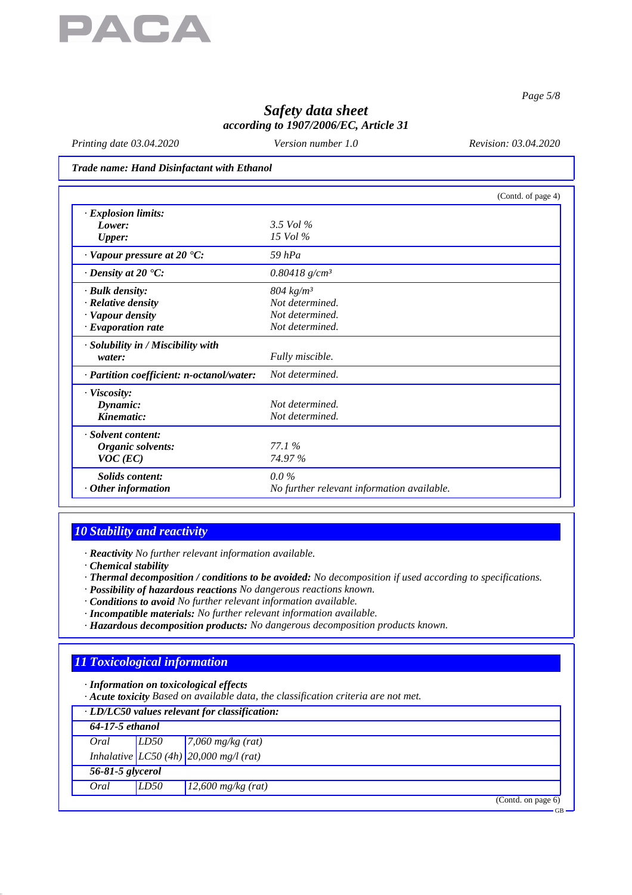*Trade name: Hand Disinfactant with Ethanol*

(Contd. of page 4)

| | |
|---|---|
| · **Explosion limits:** | |
| **Lower:** | 3.5 Vol % |
| **Upper:** | 15 Vol % |
| · **Vapour pressure at 20 °C:** | 59 hPa |
| · **Density at 20 °C:** | 0.80418 g/cm³ |
| · **Bulk density:** | 804 kg/m³ |
| · **Relative density** | Not determined. |
| · **Vapour density** | Not determined. |
| · **Evaporation rate** | Not determined. |
| · **Solubility in / Miscibility with water:** | Fully miscible. |
| · **Partition coefficient: n-octanol/water:** | Not determined. |
| · **Viscosity:** | |
| **Dynamic:** | Not determined. |
| **Kinematic:** | Not determined. |
| · **Solvent content:** | |
| **Organic solvents:** | 77.1 % |
| **VOC (EC)** | 74.97 % |
| **Solids content:** | 0.0 % |
| · **Other information** | No further relevant information available. |

## 10 Stability and reactivity

· **Reactivity** No further relevant information available.
· **Chemical stability**
· **Thermal decomposition / conditions to be avoided:** No decomposition if used according to specifications.
· **Possibility of hazardous reactions** No dangerous reactions known.
· **Conditions to avoid** No further relevant information available.
· **Incompatible materials:** No further relevant information available.
· **Hazardous decomposition products:** No dangerous decomposition products known.

## 11 Toxicological information

· **Information on toxicological effects**
· **Acute toxicity** Based on available data, the classification criteria are not met.

| · **LD/LC50 values relevant for classification:** | | |
|---|---|---|
| **64-17-5 ethanol** | | |
| Oral | LD50 | 7,060 mg/kg (rat) |
| Inhalative | LC50 (4h) | 20,000 mg/l (rat) |
| **56-81-5 glycerol** | | |
| Oral | LD50 | 12,600 mg/kg (rat) |

(Contd. on page 6)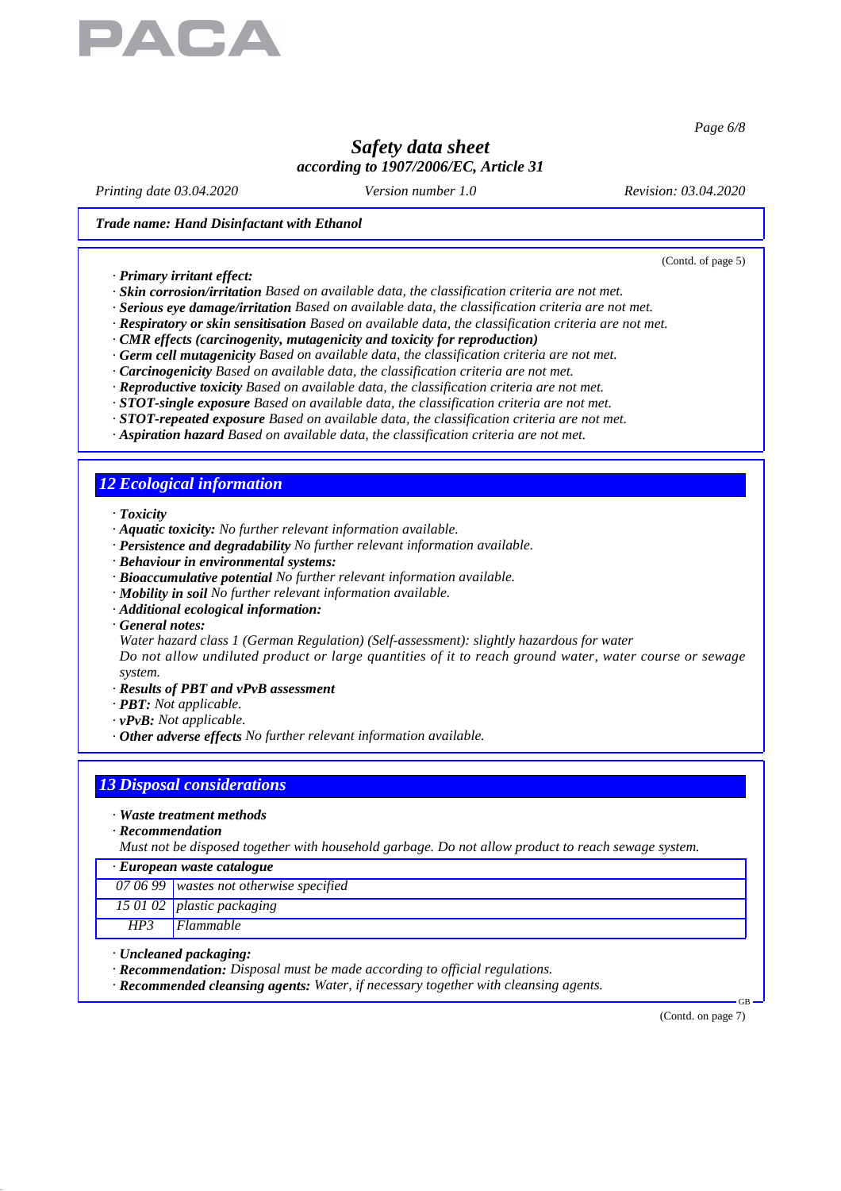*Trade name: Hand Disinfactant with Ethanol*

(Contd. of page 5)

· ***Primary irritant effect:***
· ***Skin corrosion/irritation*** *Based on available data, the classification criteria are not met.*
· ***Serious eye damage/irritation*** *Based on available data, the classification criteria are not met.*
· ***Respiratory or skin sensitisation*** *Based on available data, the classification criteria are not met.*
· ***CMR effects (carcinogenity, mutagenicity and toxicity for reproduction)***
· ***Germ cell mutagenicity*** *Based on available data, the classification criteria are not met.*
· ***Carcinogenicity*** *Based on available data, the classification criteria are not met.*
· ***Reproductive toxicity*** *Based on available data, the classification criteria are not met.*
· ***STOT-single exposure*** *Based on available data, the classification criteria are not met.*
· ***STOT-repeated exposure*** *Based on available data, the classification criteria are not met.*
· ***Aspiration hazard*** *Based on available data, the classification criteria are not met.*

## 12 Ecological information

· ***Toxicity***
· ***Aquatic toxicity:*** *No further relevant information available.*
· ***Persistence and degradability*** *No further relevant information available.*
· ***Behaviour in environmental systems:***
· ***Bioaccumulative potential*** *No further relevant information available.*
· ***Mobility in soil*** *No further relevant information available.*
· ***Additional ecological information:***
· ***General notes:***
*Water hazard class 1 (German Regulation) (Self-assessment): slightly hazardous for water*
*Do not allow undiluted product or large quantities of it to reach ground water, water course or sewage system.*
· ***Results of PBT and vPvB assessment***
· ***PBT:*** *Not applicable.*
· ***vPvB:*** *Not applicable.*
· ***Other adverse effects*** *No further relevant information available.*

## 13 Disposal considerations

· ***Waste treatment methods***
· ***Recommendation***
*Must not be disposed together with household garbage. Do not allow product to reach sewage system.*

| · ***European waste catalogue*** | |
|---|---|
| *07 06 99* | *wastes not otherwise specified* |
| *15 01 02* | *plastic packaging* |
| *HP3* | *Flammable* |

· ***Uncleaned packaging:***
· ***Recommendation:*** *Disposal must be made according to official regulations.*
· ***Recommended cleansing agents:*** *Water, if necessary together with cleansing agents.*

(Contd. on page 7)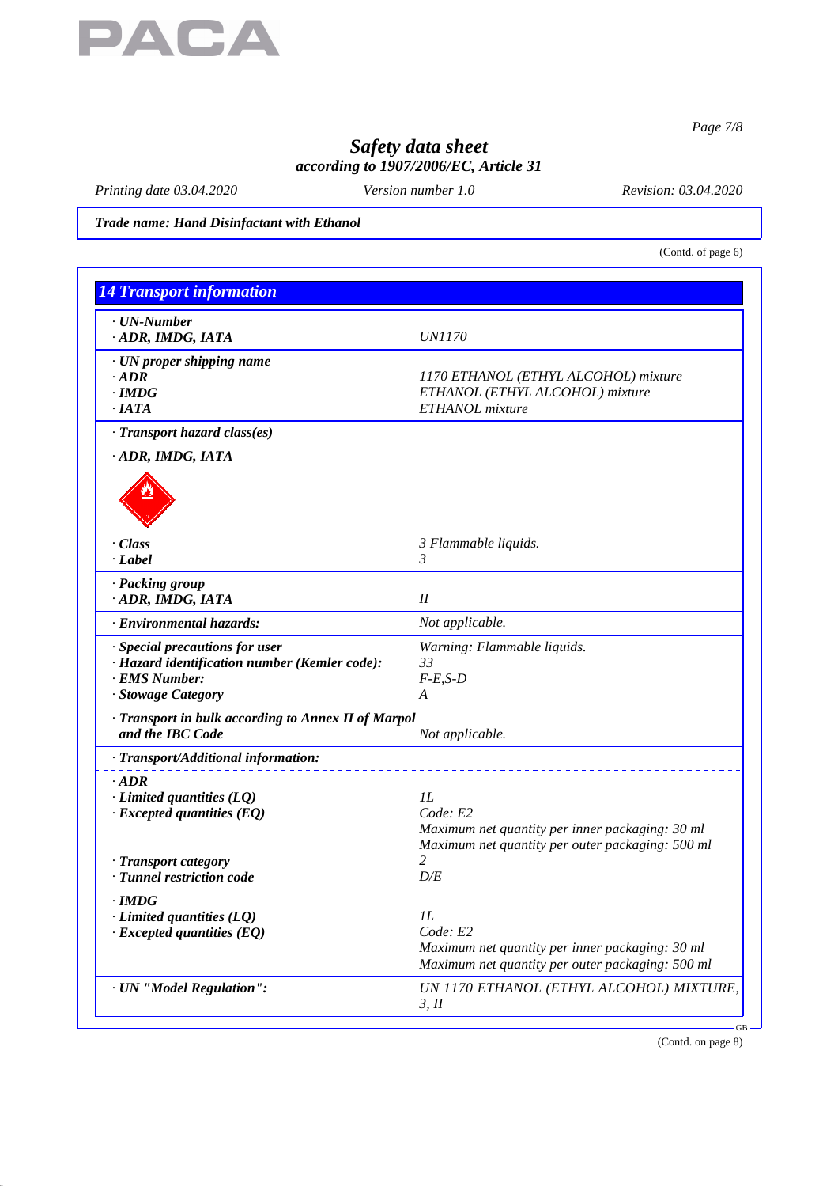# Safety data sheet

***according to 1907/2006/EC, Article 31***

*Printing date 03.04.2020* *Version number 1.0* *Revision: 03.04.2020*

***Trade name: Hand Disinfactant with Ethanol***

(Contd. of page 6)

## 14 Transport information

| | |
|---|---|
| · ***UN-Number*** | |
| · ***ADR, IMDG, IATA*** | *UN1170* |
| · ***UN proper shipping name*** | |
| · ***ADR*** | *1170 ETHANOL (ETHYL ALCOHOL) mixture* |
| · ***IMDG*** | *ETHANOL (ETHYL ALCOHOL) mixture* |
| · ***IATA*** | *ETHANOL mixture* |
| · ***Transport hazard class(es)*** | |
| · ***ADR, IMDG, IATA*** | |
| · ***Class*** | *3 Flammable liquids.* |
| · ***Label*** | *3* |
| · ***Packing group*** | |
| · ***ADR, IMDG, IATA*** | *II* |
| · ***Environmental hazards:*** | *Not applicable.* |
| · ***Special precautions for user*** | *Warning: Flammable liquids.* |
| · ***Hazard identification number (Kemler code):*** | *33* |
| · ***EMS Number:*** | *F-E,S-D* |
| · ***Stowage Category*** | *A* |
| · ***Transport in bulk according to Annex II of Marpol and the IBC Code*** | *Not applicable.* |
| · ***Transport/Additional information:*** | |
| · ***ADR*** | |
| · ***Limited quantities (LQ)*** | *1L* |
| · ***Excepted quantities (EQ)*** | *Code: E2*<br>*Maximum net quantity per inner packaging: 30 ml*<br>*Maximum net quantity per outer packaging: 500 ml* |
| · ***Transport category*** | *2* |
| · ***Tunnel restriction code*** | *D/E* |
| · ***IMDG*** | |
| · ***Limited quantities (LQ)*** | *1L* |
| · ***Excepted quantities (EQ)*** | *Code: E2*<br>*Maximum net quantity per inner packaging: 30 ml*<br>*Maximum net quantity per outer packaging: 500 ml* |
| · ***UN "Model Regulation":*** | *UN 1170 ETHANOL (ETHYL ALCOHOL) MIXTURE, 3, II* |

(Contd. on page 8)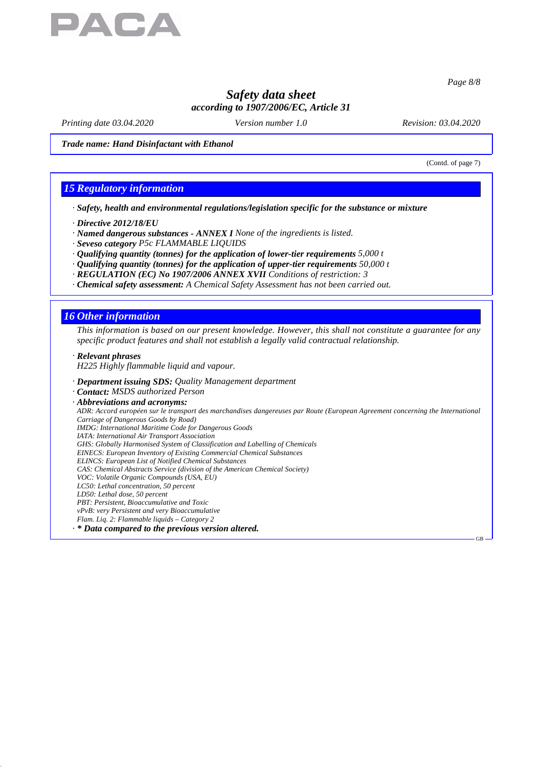*Trade name: Hand Disinfactant with Ethanol*

(Contd. of page 7)

## 15 Regulatory information

· ***Safety, health and environmental regulations/legislation specific for the substance or mixture***

· ***Directive 2012/18/EU***
· ***Named dangerous substances - ANNEX I*** *None of the ingredients is listed.*
· ***Seveso category*** *P5c FLAMMABLE LIQUIDS*
· ***Qualifying quantity (tonnes) for the application of lower-tier requirements*** *5,000 t*
· ***Qualifying quantity (tonnes) for the application of upper-tier requirements*** *50,000 t*
· ***REGULATION (EC) No 1907/2006 ANNEX XVII*** *Conditions of restriction: 3*
· ***Chemical safety assessment:*** *A Chemical Safety Assessment has not been carried out.*

## 16 Other information

*This information is based on our present knowledge. However, this shall not constitute a guarantee for any specific product features and shall not establish a legally valid contractual relationship.*

· ***Relevant phrases***
*H225 Highly flammable liquid and vapour.*

· ***Department issuing SDS:*** *Quality Management department*
· ***Contact:*** *MSDS authorized Person*
· ***Abbreviations and acronyms:***
*ADR: Accord européen sur le transport des marchandises dangereuses par Route (European Agreement concerning the International Carriage of Dangerous Goods by Road)*
*IMDG: International Maritime Code for Dangerous Goods*
*IATA: International Air Transport Association*
*GHS: Globally Harmonised System of Classification and Labelling of Chemicals*
*EINECS: European Inventory of Existing Commercial Chemical Substances*
*ELINCS: European List of Notified Chemical Substances*
*CAS: Chemical Abstracts Service (division of the American Chemical Society)*
*VOC: Volatile Organic Compounds (USA, EU)*
*LC50: Lethal concentration, 50 percent*
*LD50: Lethal dose, 50 percent*
*PBT: Persistent, Bioaccumulative and Toxic*
*vPvB: very Persistent and very Bioaccumulative*
*Flam. Liq. 2: Flammable liquids – Category 2*
· ***\* Data compared to the previous version altered.***